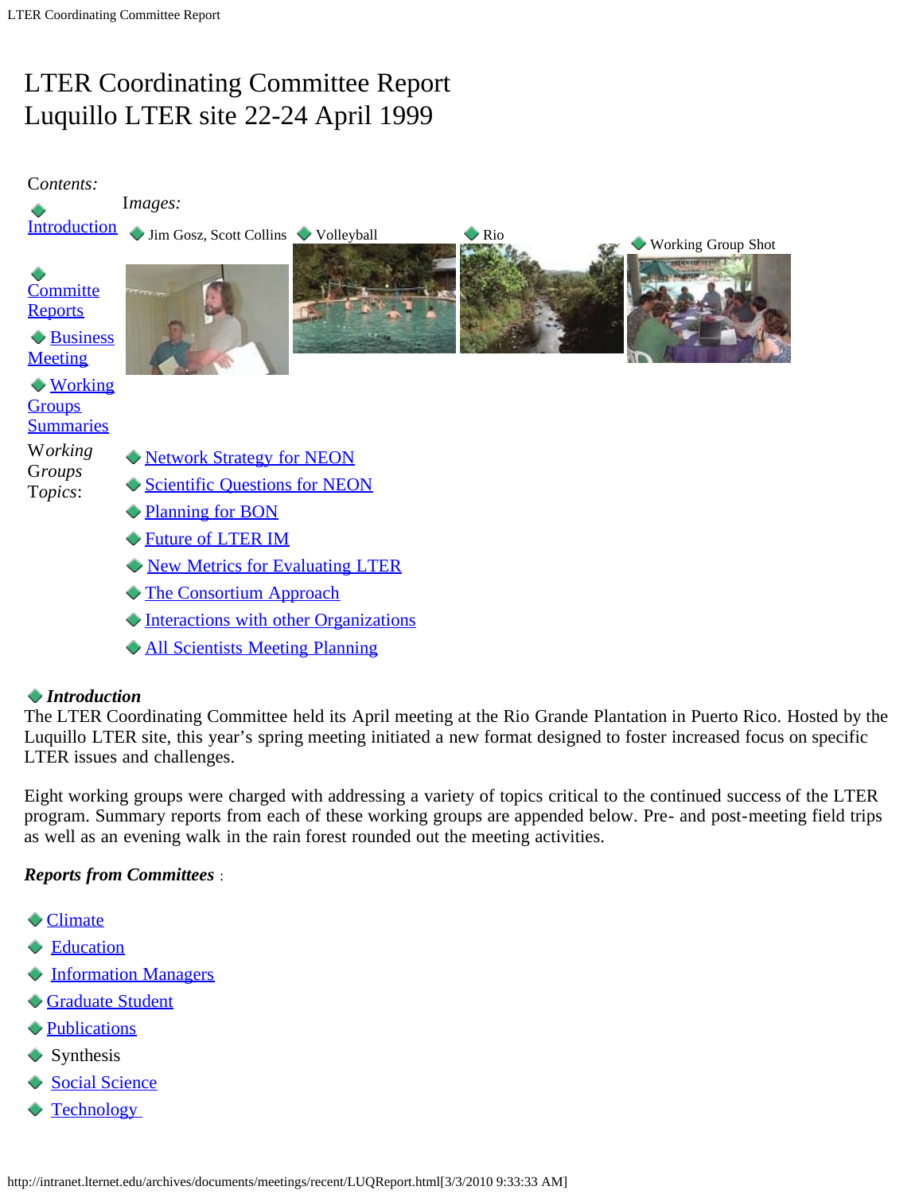# LTER Coordinating Committee Report
# Luquillo LTER site 22-24 April 1999

*Contents:*

- Introduction
- Committe Reports
- Business Meeting
- Working Groups Summaries

*Images:*

- Jim Gosz, Scott Collins
- Volleyball
- Rio
- Working Group Shot

*Working Groups Topics:*

- Network Strategy for NEON
- Scientific Questions for NEON
- Planning for BON
- Future of LTER IM
- New Metrics for Evaluating LTER
- The Consortium Approach
- Interactions with other Organizations
- All Scientists Meeting Planning

### *Introduction*

The LTER Coordinating Committee held its April meeting at the Rio Grande Plantation in Puerto Rico. Hosted by the Luquillo LTER site, this year's spring meeting initiated a new format designed to foster increased focus on specific LTER issues and challenges.

Eight working groups were charged with addressing a variety of topics critical to the continued success of the LTER program. Summary reports from each of these working groups are appended below. Pre- and post-meeting field trips as well as an evening walk in the rain forest rounded out the meeting activities.

***Reports from Committees*** :

- Climate
- Education
- Information Managers
- Graduate Student
- Publications
- Synthesis
- Social Science
- Technology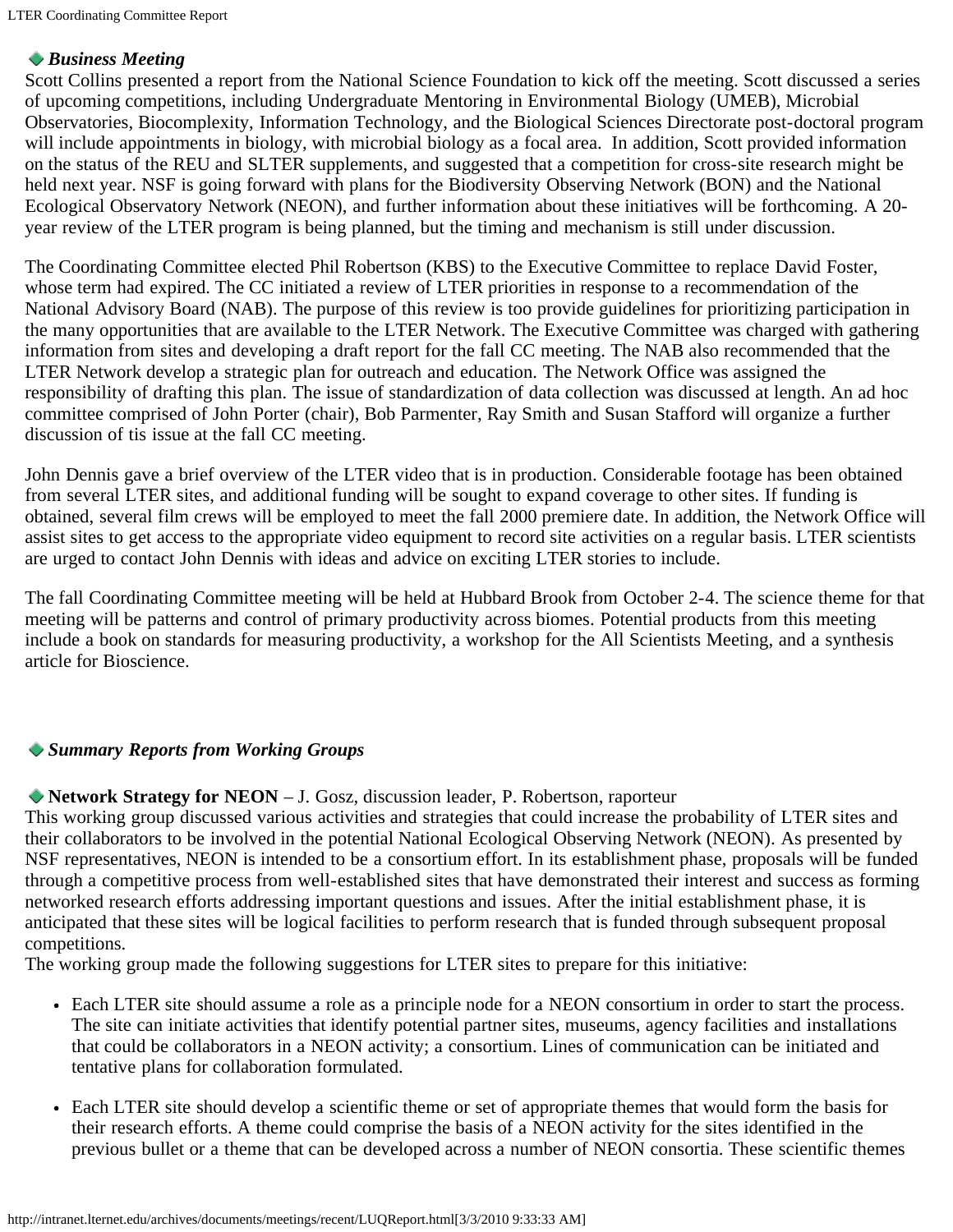### *Business Meeting*

Scott Collins presented a report from the National Science Foundation to kick off the meeting. Scott discussed a series of upcoming competitions, including Undergraduate Mentoring in Environmental Biology (UMEB), Microbial Observatories, Biocomplexity, Information Technology, and the Biological Sciences Directorate post-doctoral program will include appointments in biology, with microbial biology as a focal area. In addition, Scott provided information on the status of the REU and SLTER supplements, and suggested that a competition for cross-site research might be held next year. NSF is going forward with plans for the Biodiversity Observing Network (BON) and the National Ecological Observatory Network (NEON), and further information about these initiatives will be forthcoming. A 20-year review of the LTER program is being planned, but the timing and mechanism is still under discussion.

The Coordinating Committee elected Phil Robertson (KBS) to the Executive Committee to replace David Foster, whose term had expired. The CC initiated a review of LTER priorities in response to a recommendation of the National Advisory Board (NAB). The purpose of this review is too provide guidelines for prioritizing participation in the many opportunities that are available to the LTER Network. The Executive Committee was charged with gathering information from sites and developing a draft report for the fall CC meeting. The NAB also recommended that the LTER Network develop a strategic plan for outreach and education. The Network Office was assigned the responsibility of drafting this plan. The issue of standardization of data collection was discussed at length. An ad hoc committee comprised of John Porter (chair), Bob Parmenter, Ray Smith and Susan Stafford will organize a further discussion of tis issue at the fall CC meeting.

John Dennis gave a brief overview of the LTER video that is in production. Considerable footage has been obtained from several LTER sites, and additional funding will be sought to expand coverage to other sites. If funding is obtained, several film crews will be employed to meet the fall 2000 premiere date. In addition, the Network Office will assist sites to get access to the appropriate video equipment to record site activities on a regular basis. LTER scientists are urged to contact John Dennis with ideas and advice on exciting LTER stories to include.

The fall Coordinating Committee meeting will be held at Hubbard Brook from October 2-4. The science theme for that meeting will be patterns and control of primary productivity across biomes. Potential products from this meeting include a book on standards for measuring productivity, a workshop for the All Scientists Meeting, and a synthesis article for Bioscience.

### *Summary Reports from Working Groups*

**Network Strategy for NEON** – J. Gosz, discussion leader, P. Robertson, raporteur

This working group discussed various activities and strategies that could increase the probability of LTER sites and their collaborators to be involved in the potential National Ecological Observing Network (NEON). As presented by NSF representatives, NEON is intended to be a consortium effort. In its establishment phase, proposals will be funded through a competitive process from well-established sites that have demonstrated their interest and success as forming networked research efforts addressing important questions and issues. After the initial establishment phase, it is anticipated that these sites will be logical facilities to perform research that is funded through subsequent proposal competitions.

The working group made the following suggestions for LTER sites to prepare for this initiative:

- Each LTER site should assume a role as a principle node for a NEON consortium in order to start the process. The site can initiate activities that identify potential partner sites, museums, agency facilities and installations that could be collaborators in a NEON activity; a consortium. Lines of communication can be initiated and tentative plans for collaboration formulated.
- Each LTER site should develop a scientific theme or set of appropriate themes that would form the basis for their research efforts. A theme could comprise the basis of a NEON activity for the sites identified in the previous bullet or a theme that can be developed across a number of NEON consortia. These scientific themes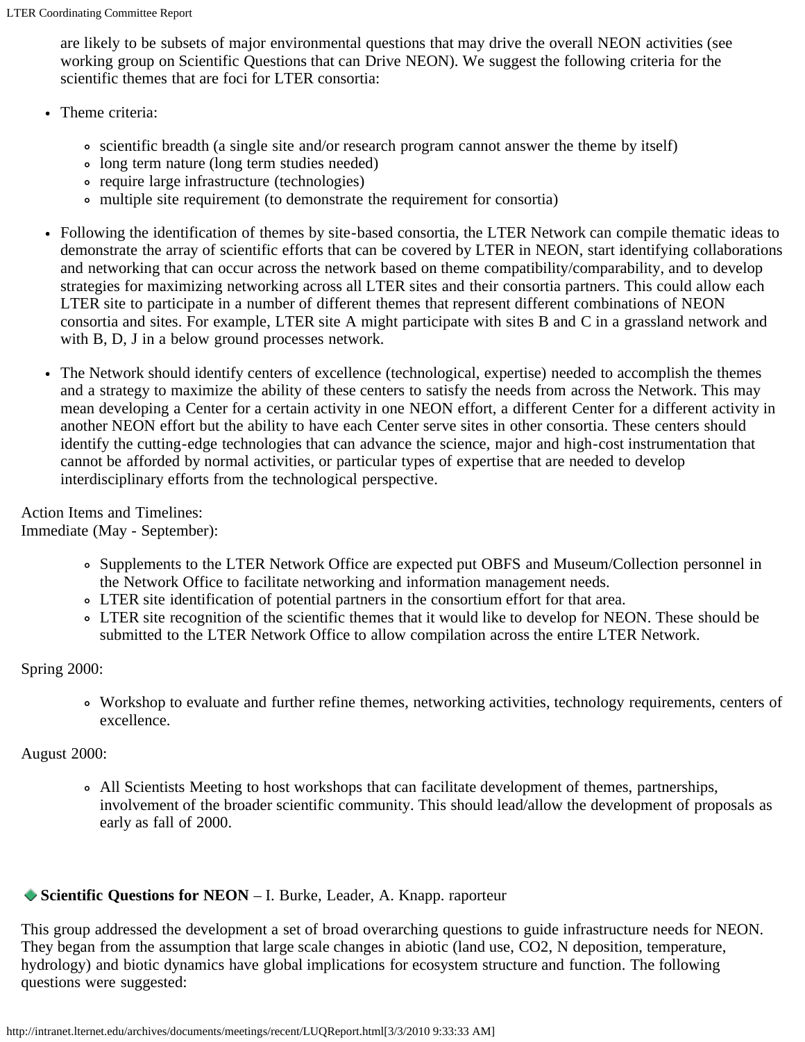are likely to be subsets of major environmental questions that may drive the overall NEON activities (see working group on Scientific Questions that can Drive NEON). We suggest the following criteria for the scientific themes that are foci for LTER consortia:

- Theme criteria:
  - scientific breadth (a single site and/or research program cannot answer the theme by itself)
  - long term nature (long term studies needed)
  - require large infrastructure (technologies)
  - multiple site requirement (to demonstrate the requirement for consortia)
- Following the identification of themes by site-based consortia, the LTER Network can compile thematic ideas to demonstrate the array of scientific efforts that can be covered by LTER in NEON, start identifying collaborations and networking that can occur across the network based on theme compatibility/comparability, and to develop strategies for maximizing networking across all LTER sites and their consortia partners. This could allow each LTER site to participate in a number of different themes that represent different combinations of NEON consortia and sites. For example, LTER site A might participate with sites B and C in a grassland network and with B, D, J in a below ground processes network.
- The Network should identify centers of excellence (technological, expertise) needed to accomplish the themes and a strategy to maximize the ability of these centers to satisfy the needs from across the Network. This may mean developing a Center for a certain activity in one NEON effort, a different Center for a different activity in another NEON effort but the ability to have each Center serve sites in other consortia. These centers should identify the cutting-edge technologies that can advance the science, major and high-cost instrumentation that cannot be afforded by normal activities, or particular types of expertise that are needed to develop interdisciplinary efforts from the technological perspective.

Action Items and Timelines:
Immediate (May - September):

- Supplements to the LTER Network Office are expected put OBFS and Museum/Collection personnel in the Network Office to facilitate networking and information management needs.
- LTER site identification of potential partners in the consortium effort for that area.
- LTER site recognition of the scientific themes that it would like to develop for NEON. These should be submitted to the LTER Network Office to allow compilation across the entire LTER Network.

Spring 2000:

- Workshop to evaluate and further refine themes, networking activities, technology requirements, centers of excellence.

August 2000:

- All Scientists Meeting to host workshops that can facilitate development of themes, partnerships, involvement of the broader scientific community. This should lead/allow the development of proposals as early as fall of 2000.

◆ **Scientific Questions for NEON** – I. Burke, Leader, A. Knapp. raporteur

This group addressed the development a set of broad overarching questions to guide infrastructure needs for NEON. They began from the assumption that large scale changes in abiotic (land use, $CO_2$, N deposition, temperature, hydrology) and biotic dynamics have global implications for ecosystem structure and function. The following questions were suggested: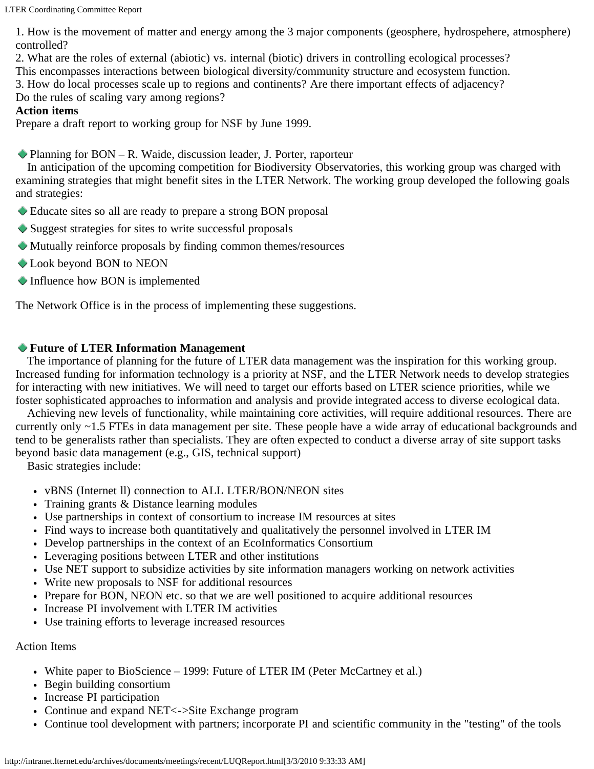1. How is the movement of matter and energy among the 3 major components (geosphere, hydrospehere, atmosphere) controlled?
2. What are the roles of external (abiotic) vs. internal (biotic) drivers in controlling ecological processes?
This encompasses interactions between biological diversity/community structure and ecosystem function.
3. How do local processes scale up to regions and continents? Are there important effects of adjacency?
Do the rules of scaling vary among regions?

**Action items**

Prepare a draft report to working group for NSF by June 1999.

◆ Planning for BON – R. Waide, discussion leader, J. Porter, raporteur

In anticipation of the upcoming competition for Biodiversity Observatories, this working group was charged with examining strategies that might benefit sites in the LTER Network. The working group developed the following goals and strategies:

◆ Educate sites so all are ready to prepare a strong BON proposal

◆ Suggest strategies for sites to write successful proposals

◆ Mutually reinforce proposals by finding common themes/resources

◆ Look beyond BON to NEON

◆ Influence how BON is implemented

The Network Office is in the process of implementing these suggestions.

◆ **Future of LTER Information Management**

The importance of planning for the future of LTER data management was the inspiration for this working group. Increased funding for information technology is a priority at NSF, and the LTER Network needs to develop strategies for interacting with new initiatives. We will need to target our efforts based on LTER science priorities, while we foster sophisticated approaches to information and analysis and provide integrated access to diverse ecological data.

Achieving new levels of functionality, while maintaining core activities, will require additional resources. There are currently only ~1.5 FTEs in data management per site. These people have a wide array of educational backgrounds and tend to be generalists rather than specialists. They are often expected to conduct a diverse array of site support tasks beyond basic data management (e.g., GIS, technical support)

Basic strategies include:

- vBNS (Internet ll) connection to ALL LTER/BON/NEON sites
- Training grants & Distance learning modules
- Use partnerships in context of consortium to increase IM resources at sites
- Find ways to increase both quantitatively and qualitatively the personnel involved in LTER IM
- Develop partnerships in the context of an EcoInformatics Consortium
- Leveraging positions between LTER and other institutions
- Use NET support to subsidize activities by site information managers working on network activities
- Write new proposals to NSF for additional resources
- Prepare for BON, NEON etc. so that we are well positioned to acquire additional resources
- Increase PI involvement with LTER IM activities
- Use training efforts to leverage increased resources

Action Items

- White paper to BioScience – 1999: Future of LTER IM (Peter McCartney et al.)
- Begin building consortium
- Increase PI participation
- Continue and expand NET<->Site Exchange program
- Continue tool development with partners; incorporate PI and scientific community in the "testing" of the tools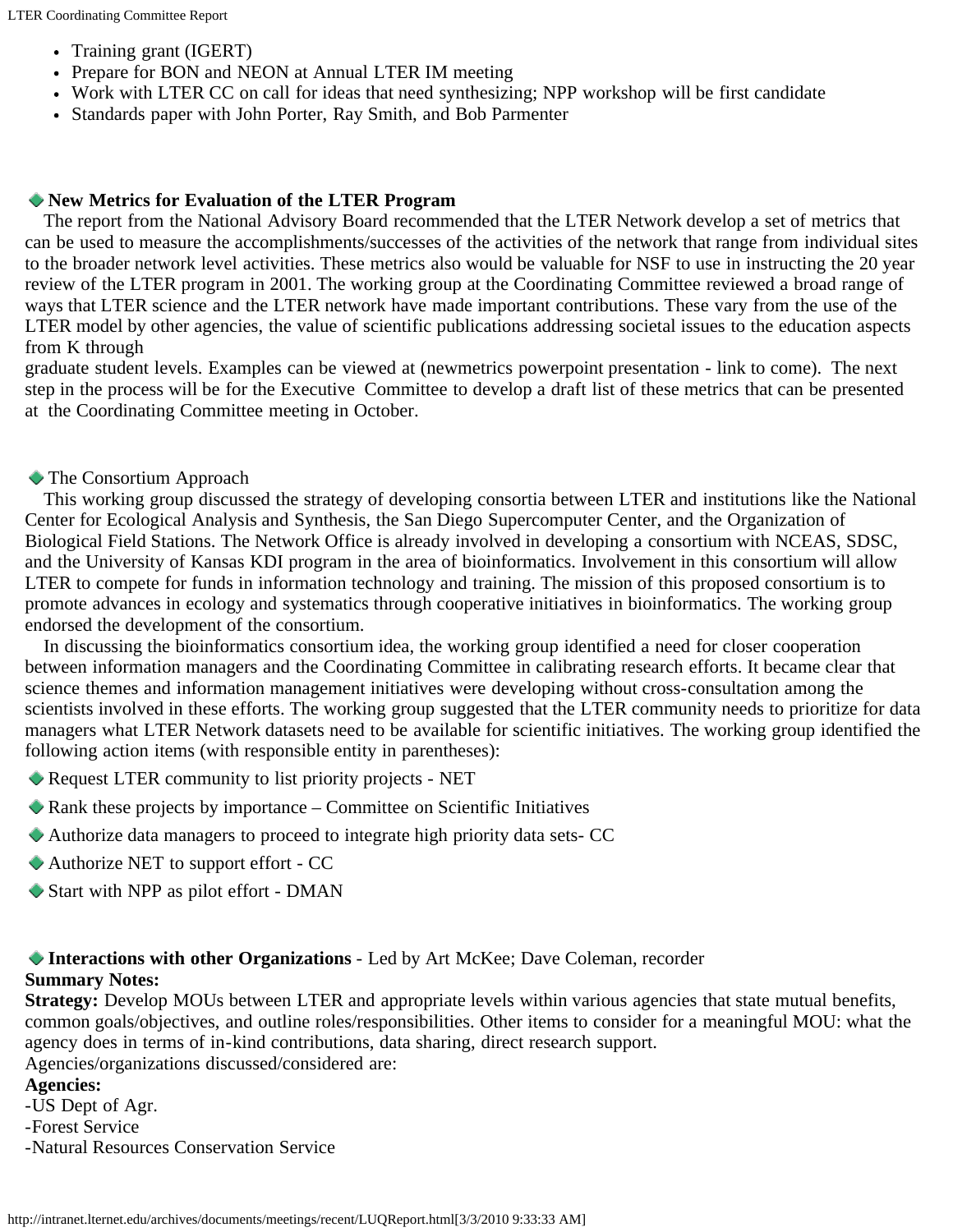- Training grant (IGERT)
- Prepare for BON and NEON at Annual LTER IM meeting
- Work with LTER CC on call for ideas that need synthesizing; NPP workshop will be first candidate
- Standards paper with John Porter, Ray Smith, and Bob Parmenter

### New Metrics for Evaluation of the LTER Program

The report from the National Advisory Board recommended that the LTER Network develop a set of metrics that can be used to measure the accomplishments/successes of the activities of the network that range from individual sites to the broader network level activities. These metrics also would be valuable for NSF to use in instructing the 20 year review of the LTER program in 2001. The working group at the Coordinating Committee reviewed a broad range of ways that LTER science and the LTER network have made important contributions. These vary from the use of the LTER model by other agencies, the value of scientific publications addressing societal issues to the education aspects from K through graduate student levels. Examples can be viewed at (newmetrics powerpoint presentation - link to come). The next step in the process will be for the Executive Committee to develop a draft list of these metrics that can be presented at the Coordinating Committee meeting in October.

### The Consortium Approach

This working group discussed the strategy of developing consortia between LTER and institutions like the National Center for Ecological Analysis and Synthesis, the San Diego Supercomputer Center, and the Organization of Biological Field Stations. The Network Office is already involved in developing a consortium with NCEAS, SDSC, and the University of Kansas KDI program in the area of bioinformatics. Involvement in this consortium will allow LTER to compete for funds in information technology and training. The mission of this proposed consortium is to promote advances in ecology and systematics through cooperative initiatives in bioinformatics. The working group endorsed the development of the consortium.

In discussing the bioinformatics consortium idea, the working group identified a need for closer cooperation between information managers and the Coordinating Committee in calibrating research efforts. It became clear that science themes and information management initiatives were developing without cross-consultation among the scientists involved in these efforts. The working group suggested that the LTER community needs to prioritize for data managers what LTER Network datasets need to be available for scientific initiatives. The working group identified the following action items (with responsible entity in parentheses):

- Request LTER community to list priority projects - NET
- Rank these projects by importance – Committee on Scientific Initiatives
- Authorize data managers to proceed to integrate high priority data sets- CC
- Authorize NET to support effort - CC
- Start with NPP as pilot effort - DMAN

### **Interactions with other Organizations** - Led by Art McKee; Dave Coleman, recorder

**Summary Notes:**

**Strategy:** Develop MOUs between LTER and appropriate levels within various agencies that state mutual benefits, common goals/objectives, and outline roles/responsibilities. Other items to consider for a meaningful MOU: what the agency does in terms of in-kind contributions, data sharing, direct research support.

Agencies/organizations discussed/considered are:

**Agencies:**

-US Dept of Agr.

-Forest Service

-Natural Resources Conservation Service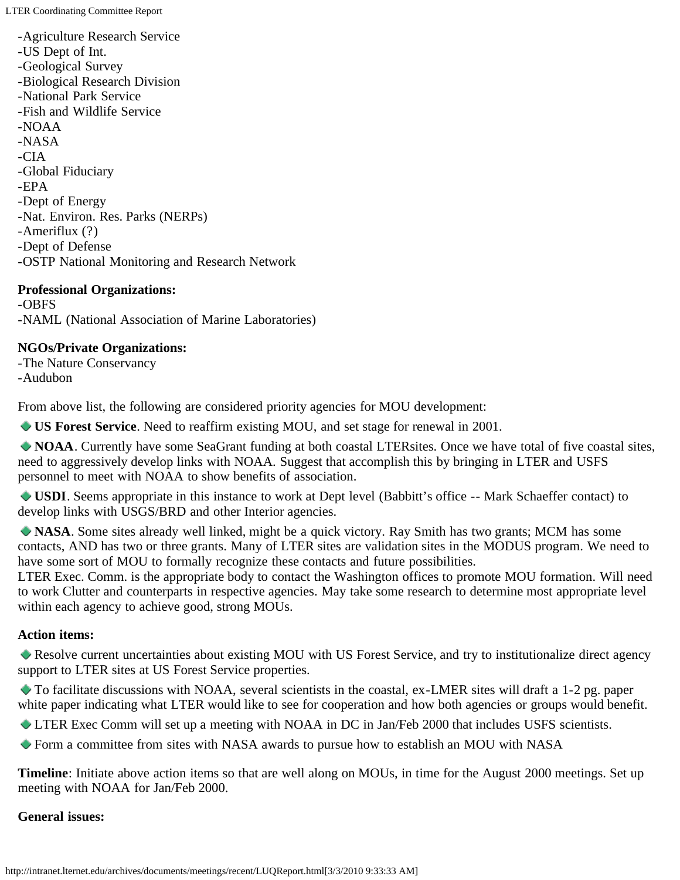-Agriculture Research Service
-US Dept of Int.
-Geological Survey
-Biological Research Division
-National Park Service
-Fish and Wildlife Service
-NOAA
-NASA
-CIA
-Global Fiduciary
-EPA
-Dept of Energy
-Nat. Environ. Res. Parks (NERPs)
-Ameriflux (?)
-Dept of Defense
-OSTP National Monitoring and Research Network

**Professional Organizations:**
-OBFS
-NAML (National Association of Marine Laboratories)

**NGOs/Private Organizations:**
-The Nature Conservancy
-Audubon

From above list, the following are considered priority agencies for MOU development:

- **US Forest Service**. Need to reaffirm existing MOU, and set stage for renewal in 2001.
- **NOAA**. Currently have some SeaGrant funding at both coastal LTERsites. Once we have total of five coastal sites, need to aggressively develop links with NOAA. Suggest that accomplish this by bringing in LTER and USFS personnel to meet with NOAA to show benefits of association.
- **USDI**. Seems appropriate in this instance to work at Dept level (Babbitt's office -- Mark Schaeffer contact) to develop links with USGS/BRD and other Interior agencies.
- **NASA**. Some sites already well linked, might be a quick victory. Ray Smith has two grants; MCM has some contacts, AND has two or three grants. Many of LTER sites are validation sites in the MODUS program. We need to have some sort of MOU to formally recognize these contacts and future possibilities.
LTER Exec. Comm. is the appropriate body to contact the Washington offices to promote MOU formation. Will need to work Clutter and counterparts in respective agencies. May take some research to determine most appropriate level within each agency to achieve good, strong MOUs.

**Action items:**

- Resolve current uncertainties about existing MOU with US Forest Service, and try to institutionalize direct agency support to LTER sites at US Forest Service properties.
- To facilitate discussions with NOAA, several scientists in the coastal, ex-LMER sites will draft a 1-2 pg. paper white paper indicating what LTER would like to see for cooperation and how both agencies or groups would benefit.
- LTER Exec Comm will set up a meeting with NOAA in DC in Jan/Feb 2000 that includes USFS scientists.
- Form a committee from sites with NASA awards to pursue how to establish an MOU with NASA

**Timeline**: Initiate above action items so that are well along on MOUs, in time for the August 2000 meetings. Set up meeting with NOAA for Jan/Feb 2000.

**General issues:**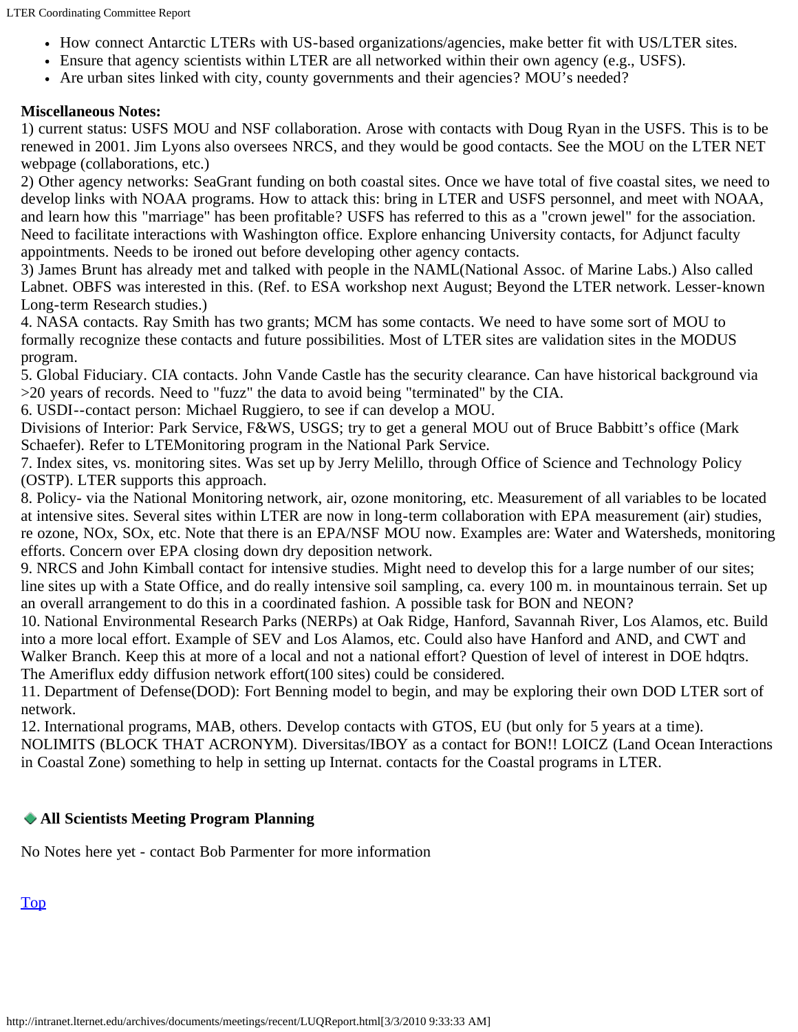- How connect Antarctic LTERs with US-based organizations/agencies, make better fit with US/LTER sites.
- Ensure that agency scientists within LTER are all networked within their own agency (e.g., USFS).
- Are urban sites linked with city, county governments and their agencies? MOU's needed?

**Miscellaneous Notes:**

1) current status: USFS MOU and NSF collaboration. Arose with contacts with Doug Ryan in the USFS. This is to be renewed in 2001. Jim Lyons also oversees NRCS, and they would be good contacts. See the MOU on the LTER NET webpage (collaborations, etc.)

2) Other agency networks: SeaGrant funding on both coastal sites. Once we have total of five coastal sites, we need to develop links with NOAA programs. How to attack this: bring in LTER and USFS personnel, and meet with NOAA, and learn how this "marriage" has been profitable? USFS has referred to this as a "crown jewel" for the association. Need to facilitate interactions with Washington office. Explore enhancing University contacts, for Adjunct faculty appointments. Needs to be ironed out before developing other agency contacts.

3) James Brunt has already met and talked with people in the NAML(National Assoc. of Marine Labs.) Also called Labnet. OBFS was interested in this. (Ref. to ESA workshop next August; Beyond the LTER network. Lesser-known Long-term Research studies.)

4. NASA contacts. Ray Smith has two grants; MCM has some contacts. We need to have some sort of MOU to formally recognize these contacts and future possibilities. Most of LTER sites are validation sites in the MODUS program.

5. Global Fiduciary. CIA contacts. John Vande Castle has the security clearance. Can have historical background via >20 years of records. Need to "fuzz" the data to avoid being "terminated" by the CIA.

6. USDI--contact person: Michael Ruggiero, to see if can develop a MOU.
Divisions of Interior: Park Service, F&WS, USGS; try to get a general MOU out of Bruce Babbitt's office (Mark Schaefer). Refer to LTEMonitoring program in the National Park Service.

7. Index sites, vs. monitoring sites. Was set up by Jerry Melillo, through Office of Science and Technology Policy (OSTP). LTER supports this approach.

8. Policy- via the National Monitoring network, air, ozone monitoring, etc. Measurement of all variables to be located at intensive sites. Several sites within LTER are now in long-term collaboration with EPA measurement (air) studies, re ozone, NOx, SOx, etc. Note that there is an EPA/NSF MOU now. Examples are: Water and Watersheds, monitoring efforts. Concern over EPA closing down dry deposition network.

9. NRCS and John Kimball contact for intensive studies. Might need to develop this for a large number of our sites; line sites up with a State Office, and do really intensive soil sampling, ca. every 100 m. in mountainous terrain. Set up an overall arrangement to do this in a coordinated fashion. A possible task for BON and NEON?

10. National Environmental Research Parks (NERPs) at Oak Ridge, Hanford, Savannah River, Los Alamos, etc. Build into a more local effort. Example of SEV and Los Alamos, etc. Could also have Hanford and AND, and CWT and Walker Branch. Keep this at more of a local and not a national effort? Question of level of interest in DOE hdqtrs. The Ameriflux eddy diffusion network effort(100 sites) could be considered.

11. Department of Defense(DOD): Fort Benning model to begin, and may be exploring their own DOD LTER sort of network.

12. International programs, MAB, others. Develop contacts with GTOS, EU (but only for 5 years at a time). NOLIMITS (BLOCK THAT ACRONYM). Diversitas/IBOY as a contact for BON!! LOICZ (Land Ocean Interactions in Coastal Zone) something to help in setting up Internat. contacts for the Coastal programs in LTER.

### All Scientists Meeting Program Planning

No Notes here yet - contact Bob Parmenter for more information

Top